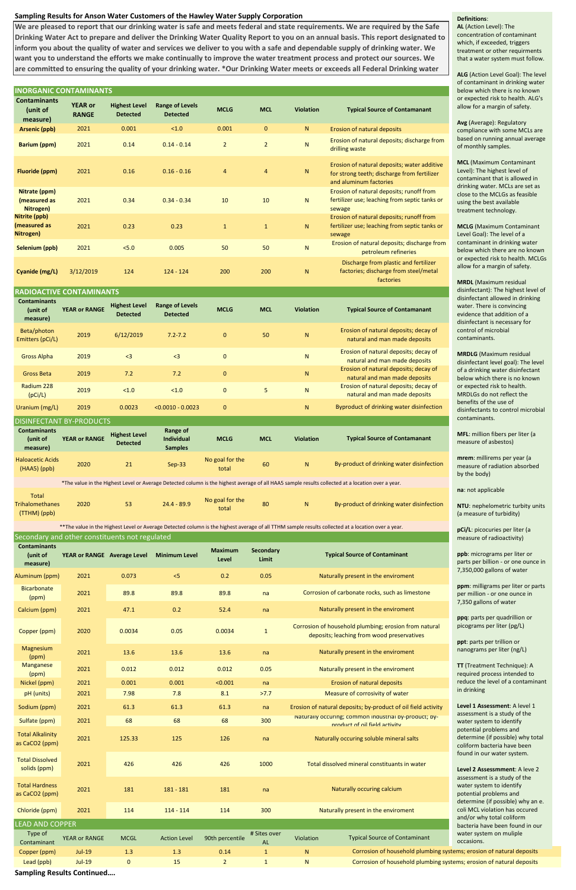## Sampling Results for Anson Water Customers of the Hawley Water Supply Corporation

**We are pleased to report that our drinking water is safe and meets federal and state requirements. We are required by the Safe Drinking Water Act to prepare and deliver the Drinking Water Quality Report to you on an annual basis. This report designated to inform you about the quality of water and services we deliver to you with a safe and dependable supply of drinking water. We want you to understand the efforts we make continually to improve the water treatment process and protect our sources. We are committed to ensuring the quality of your drinking water. *Our Drinking Water meets or exceeds all Federal Drinking water**

### INORGANIC CONTAMINANTS

| Contaminants (unit of measure) | YEAR or RANGE | Highest Level Detected | Range of Levels Detected | MCLG | MCL | Violation | Typical Source of Contamanant |
|---|---|---|---|---|---|---|---|
| Arsenic (ppb) | 2021 | 0.001 | <1.0 | 0.001 | 0 | N | Erosion of natural deposits |
| Barium (ppm) | 2021 | 0.14 | 0.14 - 0.14 | 2 | 2 | N | Erosion of natural deposits; discharge from drilling waste |
| Fluoride (ppm) | 2021 | 0.16 | 0.16 - 0.16 | 4 | 4 | N | Erosion of natural deposits; water additive for strong teeth; discharge from fertilizer and aluminum factories |
| Nitrate (ppm) (measured as Nitrogen) | 2021 | 0.34 | 0.34 - 0.34 | 10 | 10 | N | Erosion of natural deposits; runoff from fertilizer use; leaching from septic tanks or sewage |
| Nitrite (ppb) (measured as Nitrogen) | 2021 | 0.23 | 0.23 | 1 | 1 | N | Erosion of natural deposits; runoff from fertilizer use; leaching from septic tanks or sewage |
| Selenium (ppb) | 2021 | <5.0 | 0.005 | 50 | 50 | N | Erosion of natural deposits; discharge from petroleum refineries |
| Cyanide (mg/L) | 3/12/2019 | 124 | 124 - 124 | 200 | 200 | N | Discharge from plastic and fertilizer factories; discharge from steel/metal factories |

### RADIOACTIVE CONTAMINANTS

| Contaminants (unit of measure) | YEAR or RANGE | Highest Level Detected | Range of Levels Detected | MCLG | MCL | Violation | Typical Source of Contamanant |
|---|---|---|---|---|---|---|---|
| Beta/photon Emitters (pCi/L) | 2019 | 6/12/2019 | 7.2-7.2 | 0 | 50 | N | Erosion of natural deposits; decay of natural and man made deposits |
| Gross Alpha | 2019 | <3 | <3 | 0 | | N | Erosion of natural deposits; decay of natural and man made deposits |
| Gross Beta | 2019 | 7.2 | 7.2 | 0 | | N | Erosion of natural deposits; decay of natural and man made deposits |
| Radium 228 (pCi/L) | 2019 | <1.0 | <1.0 | 0 | 5 | N | Erosion of natural deposits; decay of natural and man made deposits |
| Uranium (mg/L) | 2019 | 0.0023 | <0.0010 - 0.0023 | 0 | | N | Byproduct of drinking water disinfection |

### DISINFECTANT BY-PRODUCTS

| Contaminants (unit of measure) | YEAR or RANGE | Highest Level Detected | Range of Individual Samples | MCLG | MCL | Violation | Typical Source of Contamanant |
|---|---|---|---|---|---|---|---|
| Haloacetic Acids (HAA5) (ppb) | 2020 | 21 | Sep-33 | No goal for the total | 60 | N | By-product of drinking water disinfection |
| Total Trihalomethanes (TTHM) (ppb) | 2020 | 53 | 24.4 - 89.9 | No goal for the total | 80 | N | By-product of drinking water disinfection |

*The value in the Highest Level or Average Detected column is the highest average of all HAA5 sample results collected at a location over a year.

**The value in the Highest Level or Average Detected column is the highest average of all TTHM sample results collected at a location over a year.

### Secondary and other constituents not regulated

| Contaminants (unit of measure) | YEAR or RANGE | Average Level | Minimum Level | Maximum Level | Secondary Limit | Typical Source of Contaminant |
|---|---|---|---|---|---|---|
| Aluminum (ppm) | 2021 | 0.073 | <5 | 0.2 | 0.05 | Naturally present in the enviroment |
| Bicarbonate (ppm) | 2021 | 89.8 | 89.8 | 89.8 | na | Corrosion of carbonate rocks, such as limestone |
| Calcium (ppm) | 2021 | 47.1 | 0.2 | 52.4 | na | Naturally present in the enviroment |
| Copper (ppm) | 2020 | 0.0034 | 0.05 | 0.0034 | 1 | Corrosion of household plumbing; erosion from natural deposits; leaching from wood preservatives |
| Magnesium (ppm) | 2021 | 13.6 | 13.6 | 13.6 | na | Naturally present in the enviroment |
| Manganese (ppm) | 2021 | 0.012 | 0.012 | 0.012 | 0.05 | Naturally present in the enviroment |
| Nickel (ppm) | 2021 | 0.001 | 0.001 | <0.001 | na | Erosion of natural deposits |
| pH (units) | 2021 | 7.98 | 7.8 | 8.1 | >7.7 | Measure of corrosivity of water |
| Sodium (ppm) | 2021 | 61.3 | 61.3 | 61.3 | na | Erosion of natural deposits; by-product of oil field activity |
| Sulfate (ppm) | 2021 | 68 | 68 | 68 | 300 | Naturally occuring; common industrial by-product; by-product of oil field activity |
| Total Alkalinity as CaCO2 (ppm) | 2021 | 125.33 | 125 | 126 | na | Naturally occuring soluble mineral salts |
| Total Dissolved solids (ppm) | 2021 | 426 | 426 | 426 | 1000 | Total dissolved mineral constituants in water |
| Total Hardness as CaCO2 (ppm) | 2021 | 181 | 181 - 181 | 181 | na | Naturally occuring calcium |
| Chloride (ppm) | 2021 | 114 | 114 - 114 | 114 | 300 | Naturally present in the enviroment |

### LEAD AND COPPER

| Type of Contaminant | YEAR or RANGE | MCGL | Action Level | 90th percentile | # Sites over AL | Violation | Typical Source of Contaminant |
|---|---|---|---|---|---|---|---|
| Copper (ppm) | Jul-19 | 1.3 | 1.3 | 0.14 | 1 | N | Corrosion of household plumbing systems; erosion of natural deposits |
| Lead (ppb) | Jul-19 | 0 | 15 | 2 | 1 | N | Corrosion of household plumbing systems; erosion of natural deposits |

**Sampling Results Continued....**

### Definitions:

**AL** (Action Level): The concentration of contaminant which, if exceeded, triggers treatment or other requirments that a water system must follow.

**ALG** (Action Level Goal): The level of contaminant in drinking water below which there is no known or expected risk to health. ALG's allow for a margin of safety.

**Avg** (Average): Regulatory compliance with some MCLs are based on running annual average of monthly samples.

**MCL** (Maximum Contaminant Level): The highest level of contaminant that is allowed in drinking water. MCLs are set as close to the MCLGs as feasible using the best available treatment technology.

**MCLG** (Maximum Contaminant Level Goal): The level of a contaminant in drinking water below which there are no known or expected risk to health. MCLGs allow for a margin of safety.

**MRDL** (Maximum residual disinfectant): The highest level of disinfectant allowed in drinking water. There is convincing evidence that addition of a disinfectant is necessary for control of microbial contaminants.

**MRDLG** (Maximum residual disinfectant level goal): The level of a drinking water disinfectant below which there is no known or expected risk to health. MRDLGs do not reflect the benefits of the use of disinfectants to control microbial contaminants.

**MFL**: million fibers per liter (a measure of asbestos)

**mrem**: millirems per year (a measure of radiation absorbed by the body)

**na**: not applicable

**NTU**: nephelometric turbity units (a measure of turbidity)

**pCi/L**: picocuries per liter (a measure of radioactivity)

**ppb**: micrograms per liter or parts per billion - or one ounce in 7,350,000 gallons of water

**ppm**: milligrams per liter or parts per million - or one ounce in 7,350 gallons of water

**ppq**: parts per quadrillion or picograms per liter (pg/L)

**ppt**: parts per trillion or nanograms per liter (ng/L)

**TT** (Treatment Technique): A required process intended to reduce the level of a contaminant in drinking

**Level 1 Assessment**: A level 1 assessment is a study of the water system to identify potential problems and determine (if possible) why total coliform bacteria have been found in our water system.

**Level 2 Assessment**: A leve 2 assessment is a study of the water system to identify potential problems and determine (if possible) why an e. coli MCL violation has occured and/or why total coliform bacteria have been found in our water system on muliple occasions.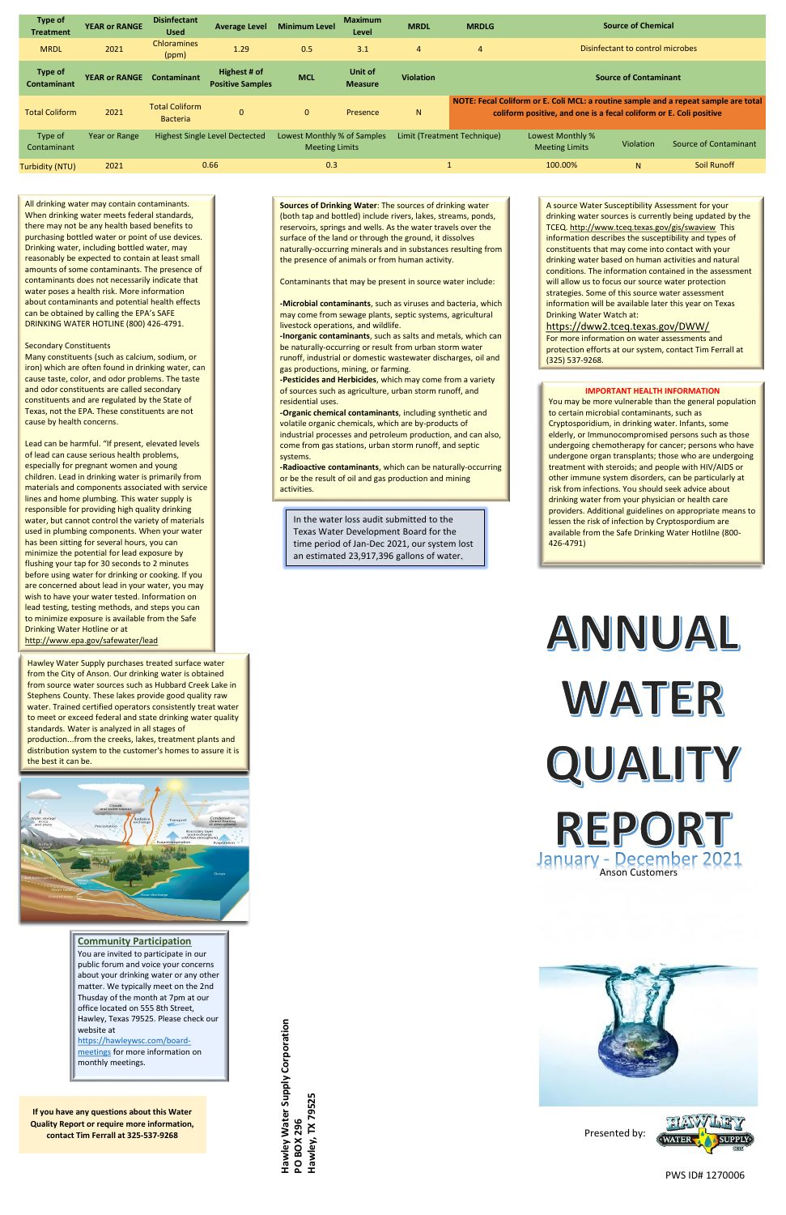| Type of Treatment | YEAR or RANGE | Disinfectant Used | Average Level | Minimum Level | Maximum Level | MRDL | MRDLG | Source of Chemical |
|---|---|---|---|---|---|---|---|---|
| MRDL | 2021 | Chloramines (ppm) | 1.29 | 0.5 | 3.1 | 4 | 4 | Disinfectant to control microbes |

| Type of Contaminant | YEAR or RANGE | Contaminant | Highest # of Positive Samples | MCL | Unit of Measure | Violation | Source of Contaminant |
|---|---|---|---|---|---|---|---|
| Total Coliform | 2021 | Total Coliform Bacteria | 0 | 0 | Presence | N | NOTE: Fecal Coliform or E. Coli MCL: a routine sample and a repeat sample are total coliform positive, and one is a fecal coliform or E. Coli positive |

| Type of Contaminant | Year or Range | Highest Single Level Dectected | Lowest Monthly % of Samples Meeting Limits | Limit (Treatment Technique) | Lowest Monthly % Meeting Limits | Violation | Source of Contaminant |
|---|---|---|---|---|---|---|---|
| Turbidity (NTU) | 2021 | 0.66 | 0.3 | 1 | 100.00% | N | Soil Runoff |

All drinking water may contain contaminants. When drinking water meets federal standards, there may not be any health based benefits to purchasing bottled water or point of use devices. Drinking water, including bottled water, may reasonably be expected to contain at least small amounts of some contaminants. The presence of contaminants does not necessarily indicate that water poses a health risk. More information about contaminants and potential health effects can be obtained by calling the EPA's SAFE DRINKING WATER HOTLINE (800) 426-4791.

Secondary Constituents
Many constituents (such as calcium, sodium, or iron) which are often found in drinking water, can cause taste, color, and odor problems. The taste and odor constituents are called secondary constituents and are regulated by the State of Texas, not the EPA. These constituents are not cause by health concerns.

Lead can be harmful. "If present, elevated levels of lead can cause serious health problems, especially for pregnant women and young children. Lead in drinking water is primarily from materials and components associated with service lines and home plumbing. This water supply is responsible for providing high quality drinking water, but cannot control the variety of materials used in plumbing components. When your water has been sitting for several hours, you can minimize the potential for lead exposure by flushing your tap for 30 seconds to 2 minutes before using water for drinking or cooking. If you are concerned about lead in your water, you may wish to have your water tested. Information on lead testing, testing methods, and steps you can to minimize exposure is available from the Safe Drinking Water Hotline or at http://www.epa.gov/safewater/lead

Hawley Water Supply purchases treated surface water from the City of Anson. Our drinking water is obtained from source water sources such as Hubbard Creek Lake in Stephens County. These lakes provide good quality raw water. Trained certified operators consistently treat water to meet or exceed federal and state drinking water quality standards. Water is analyzed in all stages of production...from the creeks, lakes, treatment plants and distribution system to the customer's homes to assure it is the best it can be.

## Community Participation

You are invited to participate in our public forum and voice your concerns about your drinking water or any other matter. We typically meet on the 2nd Thusday of the month at 7pm at our office located on 555 8th Street, Hawley, Texas 79525. Please check our website at https://hawleywsc.com/board-meetings for more information on monthly meetings.

**If you have any questions about this Water Quality Report or require more information, contact Tim Ferrall at 325-537-9268**

**Sources of Drinking Water**: The sources of drinking water (both tap and bottled) include rivers, lakes, streams, ponds, reservoirs, springs and wells. As the water travels over the surface of the land or through the ground, it dissolves naturally-occurring minerals and in substances resulting from the presence of animals or from human activity.

Contaminants that may be present in source water include:

- **Microbial contaminants**, such as viruses and bacteria, which may come from sewage plants, septic systems, agricultural livestock operations, and wildlife.
- **Inorganic contaminants**, such as salts and metals, which can be naturally-occurring or result from urban storm water runoff, industrial or domestic wastewater discharges, oil and gas productions, mining, or farming.
- **Pesticides and Herbicides**, which may come from a variety of sources such as agriculture, urban storm runoff, and residential uses.
- **Organic chemical contaminants**, including synthetic and volatile organic chemicals, which are by-products of industrial processes and petroleum production, and can also, come from gas stations, urban storm runoff, and septic systems.
- **Radioactive contaminants**, which can be naturally-occurring or be the result of oil and gas production and mining activities.

In the water loss audit submitted to the Texas Water Development Board for the time period of Jan-Dec 2021, our system lost an estimated 23,917,396 gallons of water.

**Hawley Water Supply Corporation**
**PO BOX 296**
**Hawley, TX 79525**

A source Water Susceptibility Assessment for your drinking water sources is currently being updated by the TCEQ. http://www.tceq.texas.gov/gis/swaview This information describes the susceptibility and types of constituents that may come into contact with your drinking water based on human activities and natural conditions. The information contained in the assessment will allow us to focus our source water protection strategies. Some of this source water assessment information will be available later this year on Texas Drinking Water Watch at:
https://dww2.tceq.texas.gov/DWW/
For more information on water assessments and protection efforts at our system, contact Tim Ferrall at (325) 537-9268.

### IMPORTANT HEALTH INFORMATION

You may be more vulnerable than the general population to certain microbial contaminants, such as Cryptosporidium, in drinking water. Infants, some elderly, or Immunocompromised persons such as those undergoing chemotherapy for cancer; persons who have undergone organ transplants; those who are undergoing treatment with steroids; and people with HIV/AIDS or other immune system disorders, can be particularly at risk from infections. You should seek advice about drinking water from your physician or health care providers. Additional guidelines on appropriate means to lessen the risk of infection by Cryptosporidum are available from the Safe Drinking Water Hotlline (800-426-4791)

# ANNUAL WATER QUALITY REPORT

## January - December 2021

Anson Customers

Presented by: HAWLEY WATER SUPPLY CORP.

PWS ID# 1270006